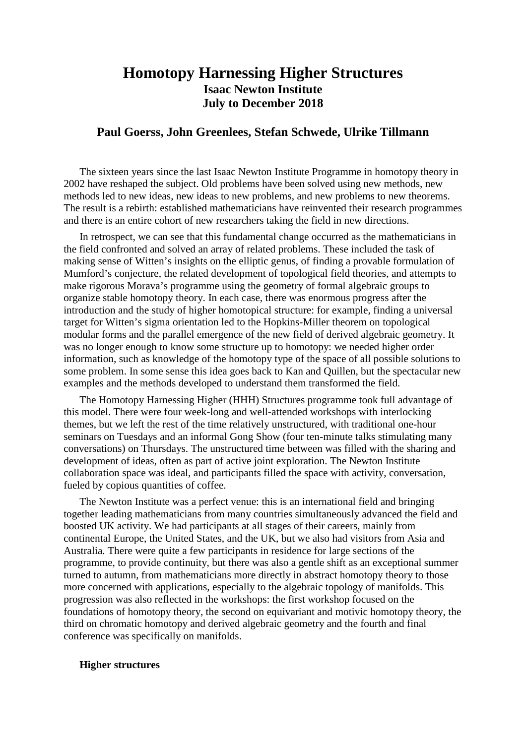# Homotopy Harnessing Higher Structures

**Isaac Newton Institute**
**July to December 2018**

## Paul Goerss, John Greenlees, Stefan Schwede, Ulrike Tillmann

The sixteen years since the last Isaac Newton Institute Programme in homotopy theory in 2002 have reshaped the subject. Old problems have been solved using new methods, new methods led to new ideas, new ideas to new problems, and new problems to new theorems. The result is a rebirth: established mathematicians have reinvented their research programmes and there is an entire cohort of new researchers taking the field in new directions.

In retrospect, we can see that this fundamental change occurred as the mathematicians in the field confronted and solved an array of related problems. These included the task of making sense of Witten's insights on the elliptic genus, of finding a provable formulation of Mumford's conjecture, the related development of topological field theories, and attempts to make rigorous Morava's programme using the geometry of formal algebraic groups to organize stable homotopy theory. In each case, there was enormous progress after the introduction and the study of higher homotopical structure: for example, finding a universal target for Witten's sigma orientation led to the Hopkins-Miller theorem on topological modular forms and the parallel emergence of the new field of derived algebraic geometry. It was no longer enough to know some structure up to homotopy: we needed higher order information, such as knowledge of the homotopy type of the space of all possible solutions to some problem. In some sense this idea goes back to Kan and Quillen, but the spectacular new examples and the methods developed to understand them transformed the field.

The Homotopy Harnessing Higher (HHH) Structures programme took full advantage of this model. There were four week-long and well-attended workshops with interlocking themes, but we left the rest of the time relatively unstructured, with traditional one-hour seminars on Tuesdays and an informal Gong Show (four ten-minute talks stimulating many conversations) on Thursdays. The unstructured time between was filled with the sharing and development of ideas, often as part of active joint exploration. The Newton Institute collaboration space was ideal, and participants filled the space with activity, conversation, fueled by copious quantities of coffee.

The Newton Institute was a perfect venue: this is an international field and bringing together leading mathematicians from many countries simultaneously advanced the field and boosted UK activity. We had participants at all stages of their careers, mainly from continental Europe, the United States, and the UK, but we also had visitors from Asia and Australia. There were quite a few participants in residence for large sections of the programme, to provide continuity, but there was also a gentle shift as an exceptional summer turned to autumn, from mathematicians more directly in abstract homotopy theory to those more concerned with applications, especially to the algebraic topology of manifolds. This progression was also reflected in the workshops: the first workshop focused on the foundations of homotopy theory, the second on equivariant and motivic homotopy theory, the third on chromatic homotopy and derived algebraic geometry and the fourth and final conference was specifically on manifolds.

### Higher structures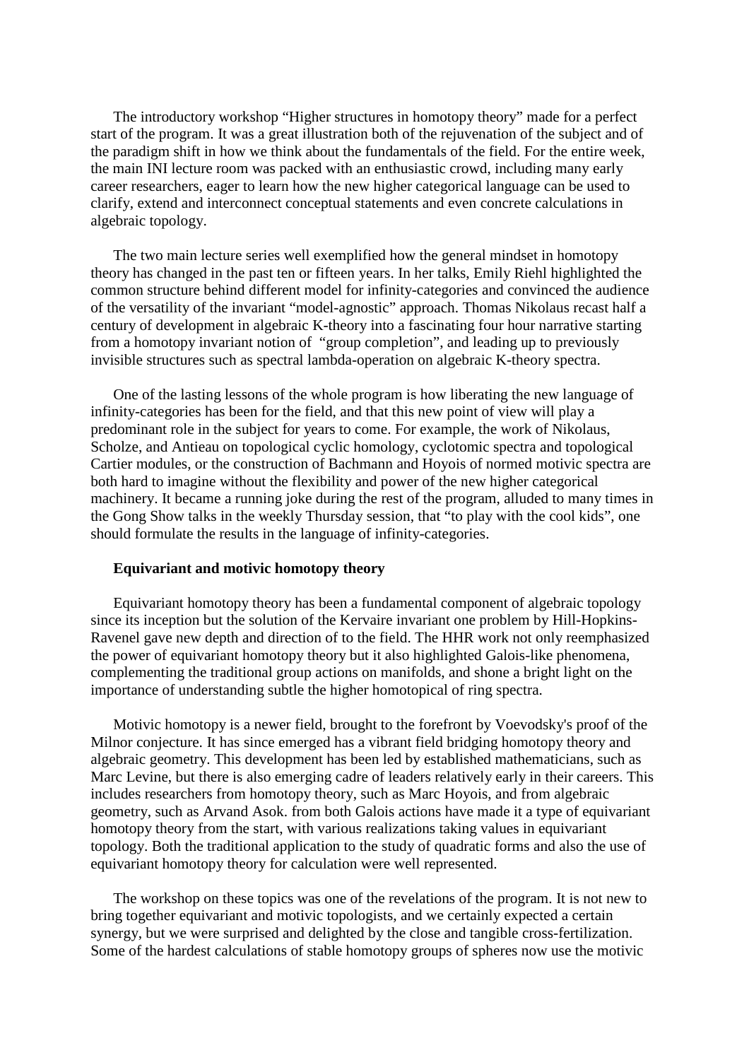The introductory workshop “Higher structures in homotopy theory” made for a perfect start of the program. It was a great illustration both of the rejuvenation of the subject and of the paradigm shift in how we think about the fundamentals of the field. For the entire week, the main INI lecture room was packed with an enthusiastic crowd, including many early career researchers, eager to learn how the new higher categorical language can be used to clarify, extend and interconnect conceptual statements and even concrete calculations in algebraic topology.

The two main lecture series well exemplified how the general mindset in homotopy theory has changed in the past ten or fifteen years. In her talks, Emily Riehl highlighted the common structure behind different model for infinity-categories and convinced the audience of the versatility of the invariant “model-agnostic” approach. Thomas Nikolaus recast half a century of development in algebraic K-theory into a fascinating four hour narrative starting from a homotopy invariant notion of “group completion”, and leading up to previously invisible structures such as spectral lambda-operation on algebraic K-theory spectra.

One of the lasting lessons of the whole program is how liberating the new language of infinity-categories has been for the field, and that this new point of view will play a predominant role in the subject for years to come. For example, the work of Nikolaus, Scholze, and Antieau on topological cyclic homology, cyclotomic spectra and topological Cartier modules, or the construction of Bachmann and Hoyois of normed motivic spectra are both hard to imagine without the flexibility and power of the new higher categorical machinery. It became a running joke during the rest of the program, alluded to many times in the Gong Show talks in the weekly Thursday session, that “to play with the cool kids”, one should formulate the results in the language of infinity-categories.

**Equivariant and motivic homotopy theory**

Equivariant homotopy theory has been a fundamental component of algebraic topology since its inception but the solution of the Kervaire invariant one problem by Hill-Hopkins-Ravenel gave new depth and direction of to the field. The HHR work not only reemphasized the power of equivariant homotopy theory but it also highlighted Galois-like phenomena, complementing the traditional group actions on manifolds, and shone a bright light on the importance of understanding subtle the higher homotopical of ring spectra.

Motivic homotopy is a newer field, brought to the forefront by Voevodsky's proof of the Milnor conjecture. It has since emerged has a vibrant field bridging homotopy theory and algebraic geometry. This development has been led by established mathematicians, such as Marc Levine, but there is also emerging cadre of leaders relatively early in their careers. This includes researchers from homotopy theory, such as Marc Hoyois, and from algebraic geometry, such as Arvand Asok. from both Galois actions have made it a type of equivariant homotopy theory from the start, with various realizations taking values in equivariant topology. Both the traditional application to the study of quadratic forms and also the use of equivariant homotopy theory for calculation were well represented.

The workshop on these topics was one of the revelations of the program. It is not new to bring together equivariant and motivic topologists, and we certainly expected a certain synergy, but we were surprised and delighted by the close and tangible cross-fertilization. Some of the hardest calculations of stable homotopy groups of spheres now use the motivic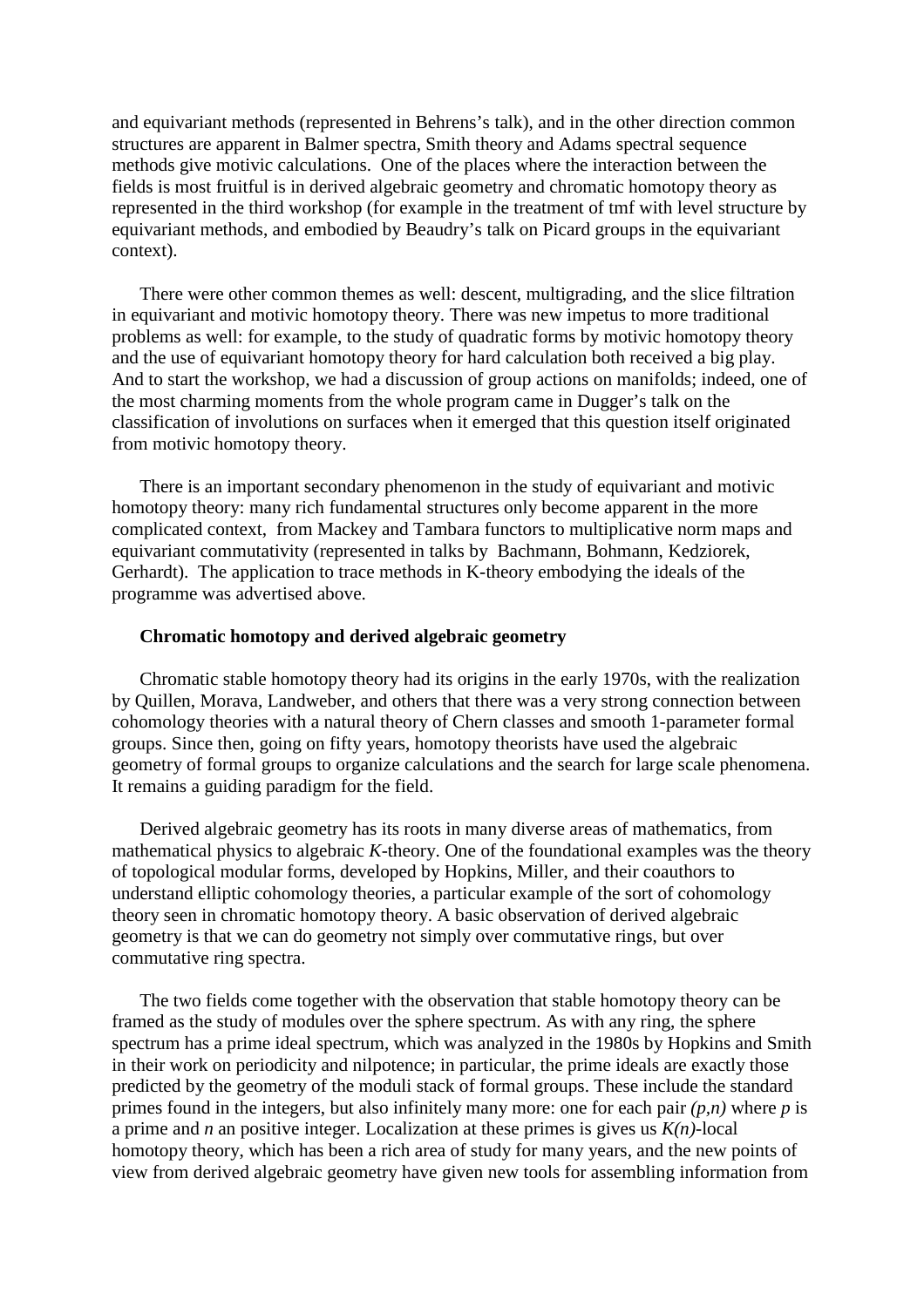and equivariant methods (represented in Behrens's talk), and in the other direction common structures are apparent in Balmer spectra, Smith theory and Adams spectral sequence methods give motivic calculations. One of the places where the interaction between the fields is most fruitful is in derived algebraic geometry and chromatic homotopy theory as represented in the third workshop (for example in the treatment of tmf with level structure by equivariant methods, and embodied by Beaudry's talk on Picard groups in the equivariant context).

There were other common themes as well: descent, multigrading, and the slice filtration in equivariant and motivic homotopy theory. There was new impetus to more traditional problems as well: for example, to the study of quadratic forms by motivic homotopy theory and the use of equivariant homotopy theory for hard calculation both received a big play. And to start the workshop, we had a discussion of group actions on manifolds; indeed, one of the most charming moments from the whole program came in Dugger's talk on the classification of involutions on surfaces when it emerged that this question itself originated from motivic homotopy theory.

There is an important secondary phenomenon in the study of equivariant and motivic homotopy theory: many rich fundamental structures only become apparent in the more complicated context, from Mackey and Tambara functors to multiplicative norm maps and equivariant commutativity (represented in talks by Bachmann, Bohmann, Kedziorek, Gerhardt). The application to trace methods in K-theory embodying the ideals of the programme was advertised above.

**Chromatic homotopy and derived algebraic geometry**

Chromatic stable homotopy theory had its origins in the early 1970s, with the realization by Quillen, Morava, Landweber, and others that there was a very strong connection between cohomology theories with a natural theory of Chern classes and smooth 1-parameter formal groups. Since then, going on fifty years, homotopy theorists have used the algebraic geometry of formal groups to organize calculations and the search for large scale phenomena. It remains a guiding paradigm for the field.

Derived algebraic geometry has its roots in many diverse areas of mathematics, from mathematical physics to algebraic *K*-theory. One of the foundational examples was the theory of topological modular forms, developed by Hopkins, Miller, and their coauthors to understand elliptic cohomology theories, a particular example of the sort of cohomology theory seen in chromatic homotopy theory. A basic observation of derived algebraic geometry is that we can do geometry not simply over commutative rings, but over commutative ring spectra.

The two fields come together with the observation that stable homotopy theory can be framed as the study of modules over the sphere spectrum. As with any ring, the sphere spectrum has a prime ideal spectrum, which was analyzed in the 1980s by Hopkins and Smith in their work on periodicity and nilpotence; in particular, the prime ideals are exactly those predicted by the geometry of the moduli stack of formal groups. These include the standard primes found in the integers, but also infinitely many more: one for each pair $(p,n)$ where $p$ is a prime and $n$ an positive integer. Localization at these primes is gives us $K(n)$-local homotopy theory, which has been a rich area of study for many years, and the new points of view from derived algebraic geometry have given new tools for assembling information from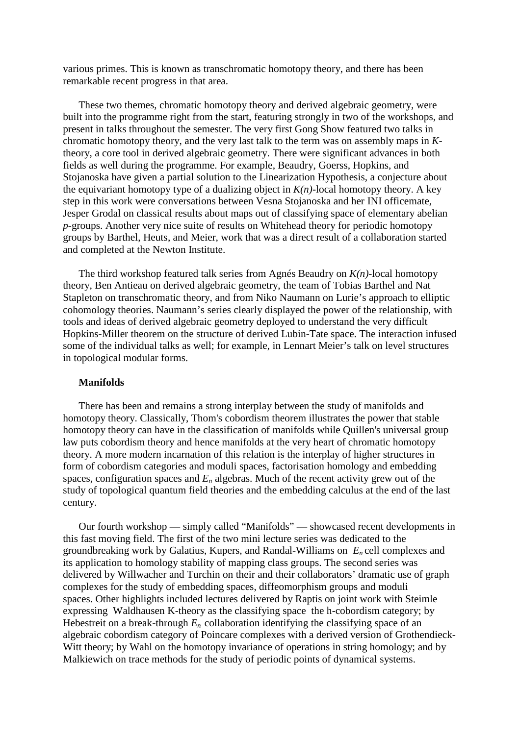various primes. This is known as transchromatic homotopy theory, and there has been remarkable recent progress in that area.

These two themes, chromatic homotopy theory and derived algebraic geometry, were built into the programme right from the start, featuring strongly in two of the workshops, and present in talks throughout the semester. The very first Gong Show featured two talks in chromatic homotopy theory, and the very last talk to the term was on assembly maps in *K*-theory, a core tool in derived algebraic geometry. There were significant advances in both fields as well during the programme. For example, Beaudry, Goerss, Hopkins, and Stojanoska have given a partial solution to the Linearization Hypothesis, a conjecture about the equivariant homotopy type of a dualizing object in *K(n)*-local homotopy theory. A key step in this work were conversations between Vesna Stojanoska and her INI officemate, Jesper Grodal on classical results about maps out of classifying space of elementary abelian *p*-groups. Another very nice suite of results on Whitehead theory for periodic homotopy groups by Barthel, Heuts, and Meier, work that was a direct result of a collaboration started and completed at the Newton Institute.

The third workshop featured talk series from Agnés Beaudry on *K(n)*-local homotopy theory, Ben Antieau on derived algebraic geometry, the team of Tobias Barthel and Nat Stapleton on transchromatic theory, and from Niko Naumann on Lurie's approach to elliptic cohomology theories. Naumann's series clearly displayed the power of the relationship, with tools and ideas of derived algebraic geometry deployed to understand the very difficult Hopkins-Miller theorem on the structure of derived Lubin-Tate space. The interaction infused some of the individual talks as well; for example, in Lennart Meier's talk on level structures in topological modular forms.

**Manifolds**

There has been and remains a strong interplay between the study of manifolds and homotopy theory. Classically, Thom's cobordism theorem illustrates the power that stable homotopy theory can have in the classification of manifolds while Quillen's universal group law puts cobordism theory and hence manifolds at the very heart of chromatic homotopy theory. A more modern incarnation of this relation is the interplay of higher structures in form of cobordism categories and moduli spaces, factorisation homology and embedding spaces, configuration spaces and $E_n$ algebras. Much of the recent activity grew out of the study of topological quantum field theories and the embedding calculus at the end of the last century.

Our fourth workshop — simply called "Manifolds" — showcased recent developments in this fast moving field. The first of the two mini lecture series was dedicated to the groundbreaking work by Galatius, Kupers, and Randal-Williams $E_n$ cell complexes and its application to homology stability of mapping class groups. The second series was delivered by Willwacher and Turchin on their and their collaborators' dramatic use of graph complexes for the study of embedding spaces, diffeomorphism groups and moduli spaces. Other highlights included lectures delivered by Raptis on joint work with Steimle expressing Waldhausen K-theory as the classifying space the h-cobordism category; by Hebestreit on a break-through $E_n$ collaboration identifying the classifying space of an algebraic cobordism category of Poincare complexes with a derived version of Grothendieck-Witt theory; by Wahl on the homotopy invariance of operations in string homology; and by Malkiewich on trace methods for the study of periodic points of dynamical systems.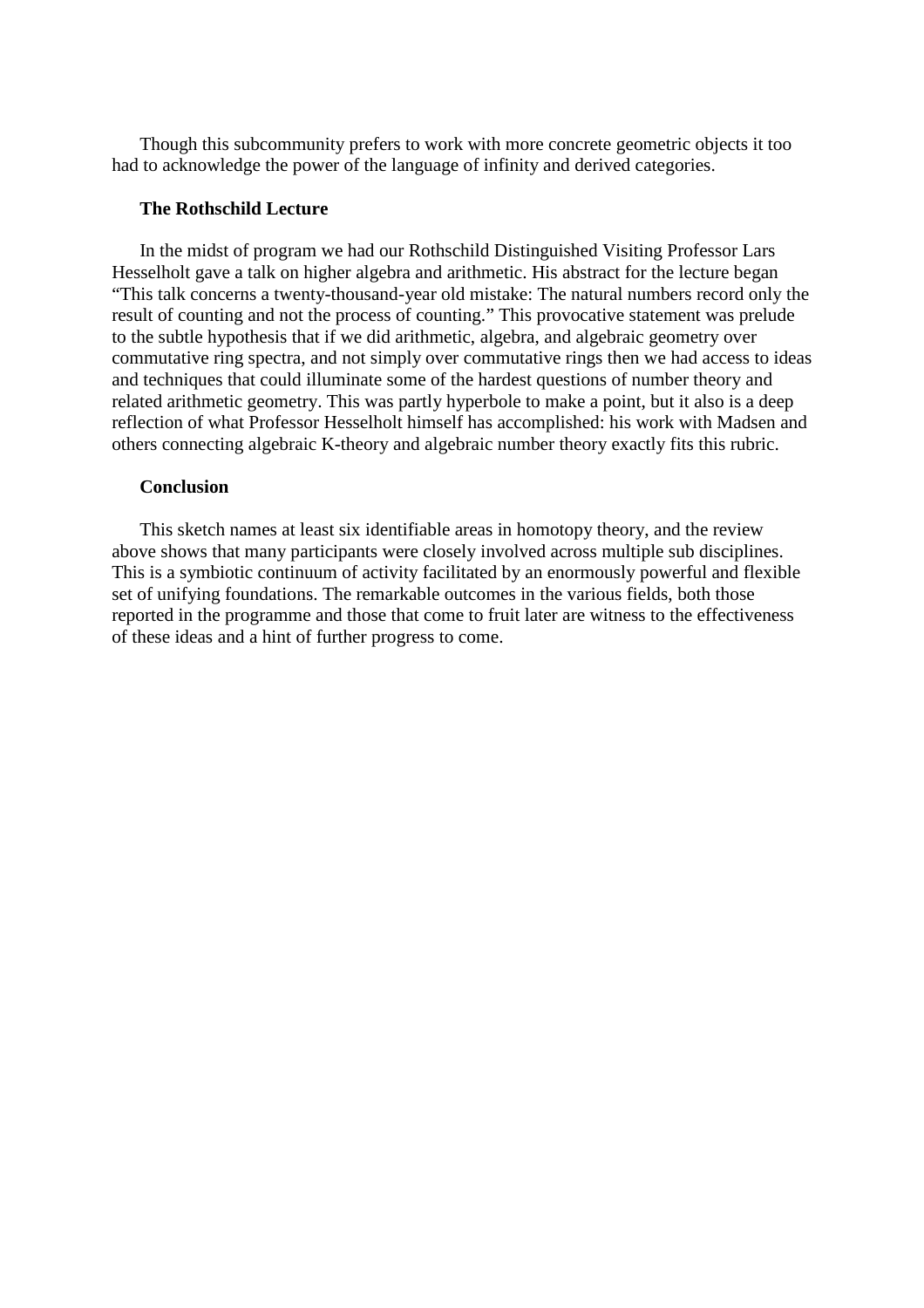Though this subcommunity prefers to work with more concrete geometric objects it too had to acknowledge the power of the language of infinity and derived categories.

### The Rothschild Lecture

In the midst of program we had our Rothschild Distinguished Visiting Professor Lars Hesselholt gave a talk on higher algebra and arithmetic. His abstract for the lecture began "This talk concerns a twenty-thousand-year old mistake: The natural numbers record only the result of counting and not the process of counting." This provocative statement was prelude to the subtle hypothesis that if we did arithmetic, algebra, and algebraic geometry over commutative ring spectra, and not simply over commutative rings then we had access to ideas and techniques that could illuminate some of the hardest questions of number theory and related arithmetic geometry. This was partly hyperbole to make a point, but it also is a deep reflection of what Professor Hesselholt himself has accomplished: his work with Madsen and others connecting algebraic K-theory and algebraic number theory exactly fits this rubric.

### Conclusion

This sketch names at least six identifiable areas in homotopy theory, and the review above shows that many participants were closely involved across multiple sub disciplines. This is a symbiotic continuum of activity facilitated by an enormously powerful and flexible set of unifying foundations. The remarkable outcomes in the various fields, both those reported in the programme and those that come to fruit later are witness to the effectiveness of these ideas and a hint of further progress to come.